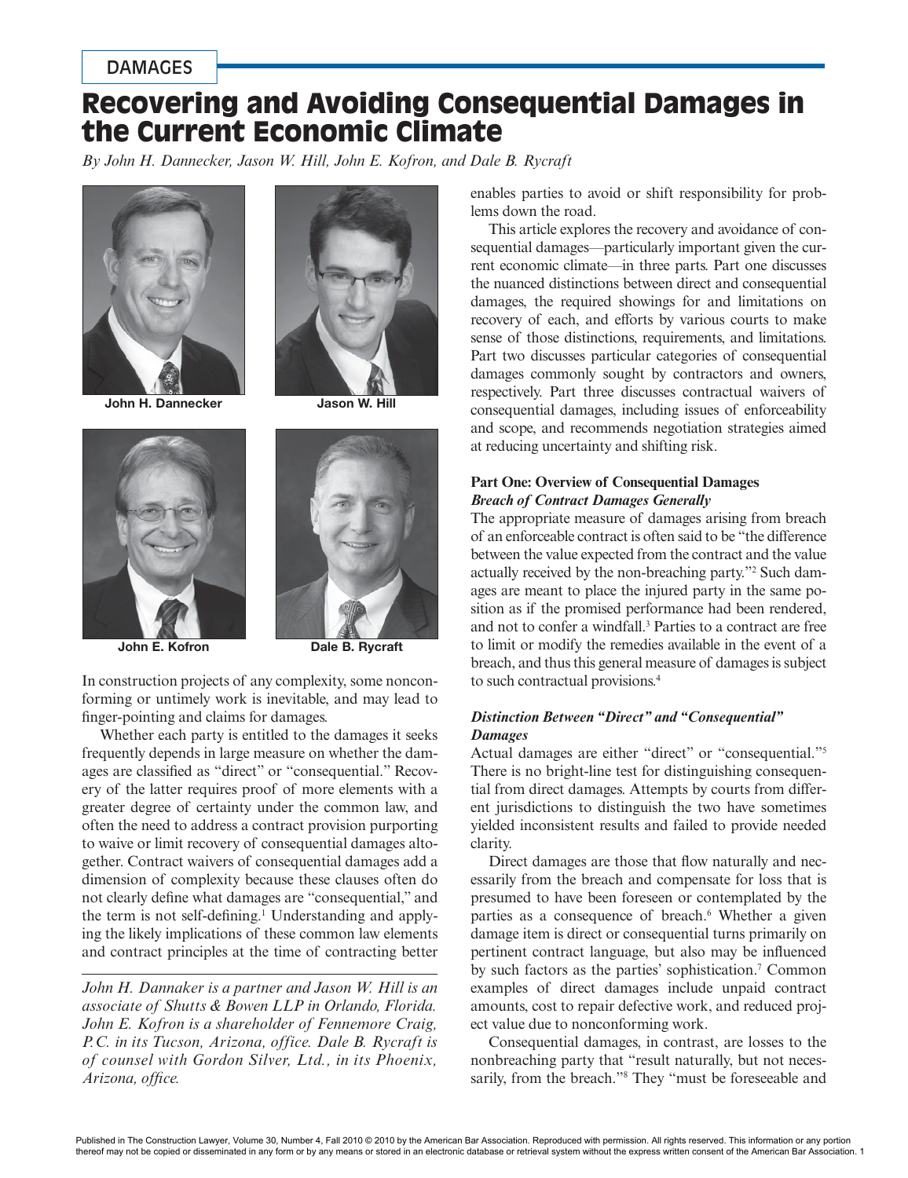DAMAGES

# Recovering and Avoiding Consequential Damages in the Current Economic Climate

*By John H. Dannecker, Jason W. Hill, John E. Kofron, and Dale B. Rycraft*

**John H. Dannecker**

**Jason W. Hill**

**John E. Kofron**

**Dale B. Rycraft**

In construction projects of any complexity, some nonconforming or untimely work is inevitable, and may lead to finger-pointing and claims for damages.

Whether each party is entitled to the damages it seeks frequently depends in large measure on whether the damages are classified as "direct" or "consequential." Recovery of the latter requires proof of more elements with a greater degree of certainty under the common law, and often the need to address a contract provision purporting to waive or limit recovery of consequential damages altogether. Contract waivers of consequential damages add a dimension of complexity because these clauses often do not clearly define what damages are "consequential," and the term is not self-defining.[1] Understanding and applying the likely implications of these common law elements and contract principles at the time of contracting better enables parties to avoid or shift responsibility for problems down the road.

This article explores the recovery and avoidance of consequential damages—particularly important given the current economic climate—in three parts. Part one discusses the nuanced distinctions between direct and consequential damages, the required showings for and limitations on recovery of each, and efforts by various courts to make sense of those distinctions, requirements, and limitations. Part two discusses particular categories of consequential damages commonly sought by contractors and owners, respectively. Part three discusses contractual waivers of consequential damages, including issues of enforceability and scope, and recommends negotiation strategies aimed at reducing uncertainty and shifting risk.

*John H. Dannaker is a partner and Jason W. Hill is an associate of Shutts & Bowen LLP in Orlando, Florida. John E. Kofron is a shareholder of Fennemore Craig, P.C. in its Tucson, Arizona, office. Dale B. Rycraft is of counsel with Gordon Silver, Ltd., in its Phoenix, Arizona, office.*

## Part One: Overview of Consequential Damages

### *Breach of Contract Damages Generally*

The appropriate measure of damages arising from breach of an enforceable contract is often said to be "the difference between the value expected from the contract and the value actually received by the non-breaching party."[2] Such damages are meant to place the injured party in the same position as if the promised performance had been rendered, and not to confer a windfall.[3] Parties to a contract are free to limit or modify the remedies available in the event of a breach, and thus this general measure of damages is subject to such contractual provisions.[4]

### *Distinction Between "Direct" and "Consequential" Damages*

Actual damages are either "direct" or "consequential."[5] There is no bright-line test for distinguishing consequential from direct damages. Attempts by courts from different jurisdictions to distinguish the two have sometimes yielded inconsistent results and failed to provide needed clarity.

Direct damages are those that flow naturally and necessarily from the breach and compensate for loss that is presumed to have been foreseen or contemplated by the parties as a consequence of breach.[6] Whether a given damage item is direct or consequential turns primarily on pertinent contract language, but also may be influenced by such factors as the parties' sophistication.[7] Common examples of direct damages include unpaid contract amounts, cost to repair defective work, and reduced project value due to nonconforming work.

Consequential damages, in contrast, are losses to the nonbreaching party that "result naturally, but not necessarily, from the breach."[8] They "must be foreseeable and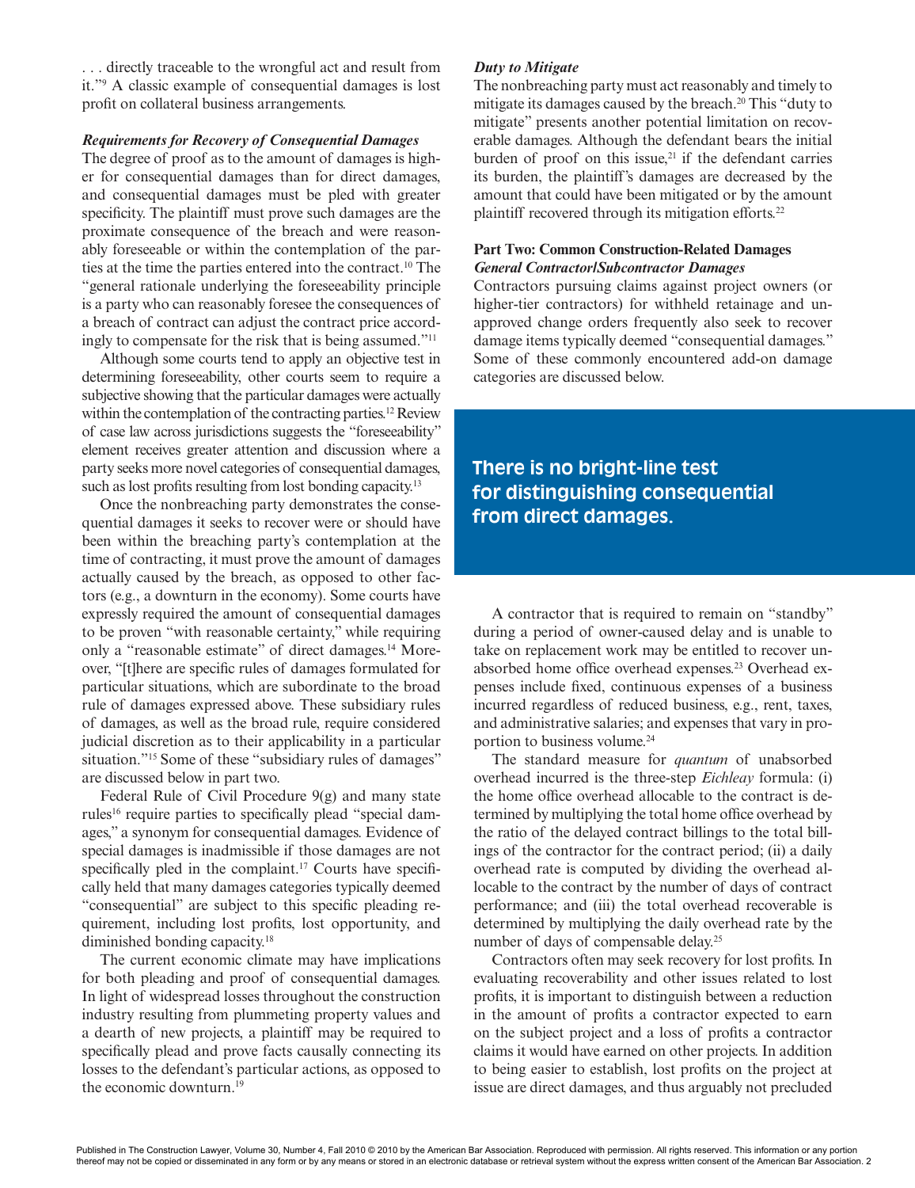. . . directly traceable to the wrongful act and result from it."[9] A classic example of consequential damages is lost profit on collateral business arrangements.

***Requirements for Recovery of Consequential Damages***

The degree of proof as to the amount of damages is higher for consequential damages than for direct damages, and consequential damages must be pled with greater specificity. The plaintiff must prove such damages are the proximate consequence of the breach and were reasonably foreseeable or within the contemplation of the parties at the time the parties entered into the contract.[10] The "general rationale underlying the foreseeability principle is a party who can reasonably foresee the consequences of a breach of contract can adjust the contract price accordingly to compensate for the risk that is being assumed."[11]

Although some courts tend to apply an objective test in determining foreseeability, other courts seem to require a subjective showing that the particular damages were actually within the contemplation of the contracting parties.[12] Review of case law across jurisdictions suggests the "foreseeability" element receives greater attention and discussion where a party seeks more novel categories of consequential damages, such as lost profits resulting from lost bonding capacity.[13]

Once the nonbreaching party demonstrates the consequential damages it seeks to recover were or should have been within the breaching party's contemplation at the time of contracting, it must prove the amount of damages actually caused by the breach, as opposed to other factors (e.g., a downturn in the economy). Some courts have expressly required the amount of consequential damages to be proven "with reasonable certainty," while requiring only a "reasonable estimate" of direct damages.[14] Moreover, "[t]here are specific rules of damages formulated for particular situations, which are subordinate to the broad rule of damages expressed above. These subsidiary rules of damages, as well as the broad rule, require considered judicial discretion as to their applicability in a particular situation."[15] Some of these "subsidiary rules of damages" are discussed below in part two.

Federal Rule of Civil Procedure 9(g) and many state rules[16] require parties to specifically plead "special damages," a synonym for consequential damages. Evidence of special damages is inadmissible if those damages are not specifically pled in the complaint.[17] Courts have specifically held that many damages categories typically deemed "consequential" are subject to this specific pleading requirement, including lost profits, lost opportunity, and diminished bonding capacity.[18]

The current economic climate may have implications for both pleading and proof of consequential damages. In light of widespread losses throughout the construction industry resulting from plummeting property values and a dearth of new projects, a plaintiff may be required to specifically plead and prove facts causally connecting its losses to the defendant's particular actions, as opposed to the economic downturn.[19]

***Duty to Mitigate***

The nonbreaching party must act reasonably and timely to mitigate its damages caused by the breach.[20] This "duty to mitigate" presents another potential limitation on recoverable damages. Although the defendant bears the initial burden of proof on this issue,[21] if the defendant carries its burden, the plaintiff's damages are decreased by the amount that could have been mitigated or by the amount plaintiff recovered through its mitigation efforts.[22]

## Part Two: Common Construction-Related Damages

***General Contractor/Subcontractor Damages***

Contractors pursuing claims against project owners (or higher-tier contractors) for withheld retainage and unapproved change orders frequently also seek to recover damage items typically deemed "consequential damages." Some of these commonly encountered add-on damage categories are discussed below.

**There is no bright-line test for distinguishing consequential from direct damages.**

A contractor that is required to remain on "standby" during a period of owner-caused delay and is unable to take on replacement work may be entitled to recover unabsorbed home office overhead expenses.[23] Overhead expenses include fixed, continuous expenses of a business incurred regardless of reduced business, e.g., rent, taxes, and administrative salaries; and expenses that vary in proportion to business volume.[24]

The standard measure for *quantum* of unabsorbed overhead incurred is the three-step *Eichleay* formula: (i) the home office overhead allocable to the contract is determined by multiplying the total home office overhead by the ratio of the delayed contract billings to the total billings of the contractor for the contract period; (ii) a daily overhead rate is computed by dividing the overhead allocable to the contract by the number of days of contract performance; and (iii) the total overhead recoverable is determined by multiplying the daily overhead rate by the number of days of compensable delay.[25]

Contractors often may seek recovery for lost profits. In evaluating recoverability and other issues related to lost profits, it is important to distinguish between a reduction in the amount of profits a contractor expected to earn on the subject project and a loss of profits a contractor claims it would have earned on other projects. In addition to being easier to establish, lost profits on the project at issue are direct damages, and thus arguably not precluded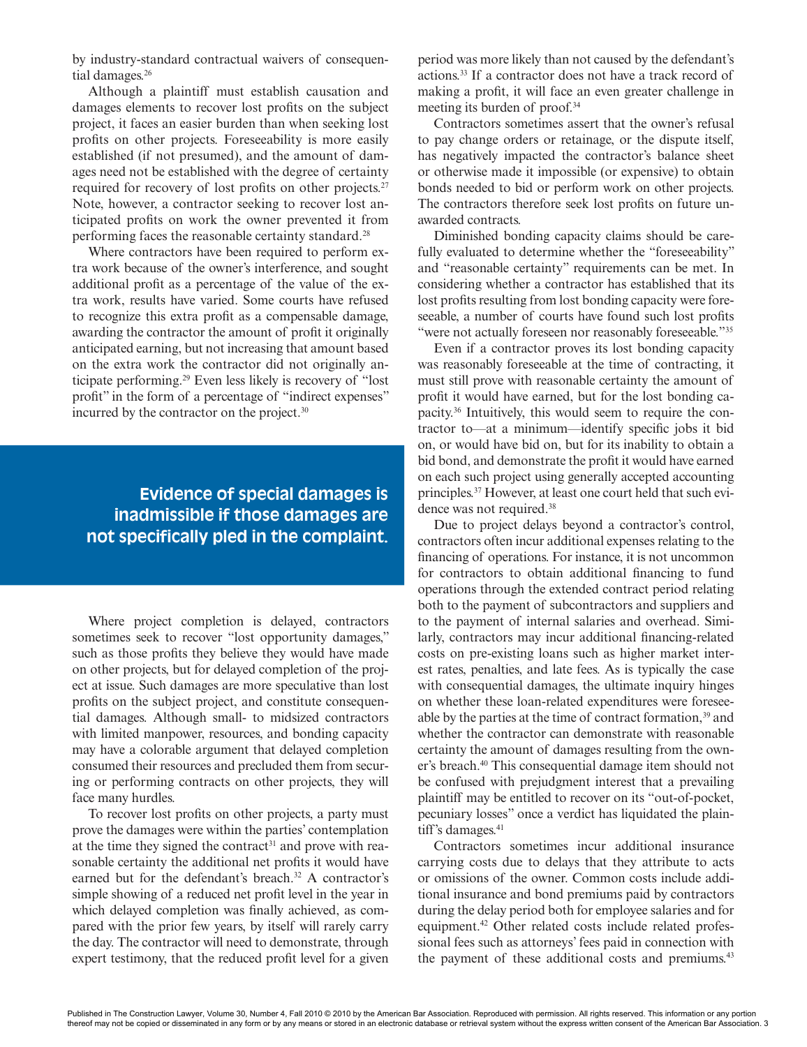by industry-standard contractual waivers of consequential damages.[26]

Although a plaintiff must establish causation and damages elements to recover lost profits on the subject project, it faces an easier burden than when seeking lost profits on other projects. Foreseeability is more easily established (if not presumed), and the amount of damages need not be established with the degree of certainty required for recovery of lost profits on other projects.[27] Note, however, a contractor seeking to recover lost anticipated profits on work the owner prevented it from performing faces the reasonable certainty standard.[28]

Where contractors have been required to perform extra work because of the owner's interference, and sought additional profit as a percentage of the value of the extra work, results have varied. Some courts have refused to recognize this extra profit as a compensable damage, awarding the contractor the amount of profit it originally anticipated earning, but not increasing that amount based on the extra work the contractor did not originally anticipate performing.[29] Even less likely is recovery of "lost profit" in the form of a percentage of "indirect expenses" incurred by the contractor on the project.[30]

**Evidence of special damages is inadmissible if those damages are not specifically pled in the complaint.**

Where project completion is delayed, contractors sometimes seek to recover "lost opportunity damages," such as those profits they believe they would have made on other projects, but for delayed completion of the project at issue. Such damages are more speculative than lost profits on the subject project, and constitute consequential damages. Although small- to midsized contractors with limited manpower, resources, and bonding capacity may have a colorable argument that delayed completion consumed their resources and precluded them from securing or performing contracts on other projects, they will face many hurdles.

To recover lost profits on other projects, a party must prove the damages were within the parties' contemplation at the time they signed the contract[31] and prove with reasonable certainty the additional net profits it would have earned but for the defendant's breach.[32] A contractor's simple showing of a reduced net profit level in the year in which delayed completion was finally achieved, as compared with the prior few years, by itself will rarely carry the day. The contractor will need to demonstrate, through expert testimony, that the reduced profit level for a given period was more likely than not caused by the defendant's actions.[33] If a contractor does not have a track record of making a profit, it will face an even greater challenge in meeting its burden of proof.[34]

Contractors sometimes assert that the owner's refusal to pay change orders or retainage, or the dispute itself, has negatively impacted the contractor's balance sheet or otherwise made it impossible (or expensive) to obtain bonds needed to bid or perform work on other projects. The contractors therefore seek lost profits on future unawarded contracts.

Diminished bonding capacity claims should be carefully evaluated to determine whether the "foreseeability" and "reasonable certainty" requirements can be met. In considering whether a contractor has established that its lost profits resulting from lost bonding capacity were foreseeable, a number of courts have found such lost profits "were not actually foreseen nor reasonably foreseeable."[35]

Even if a contractor proves its lost bonding capacity was reasonably foreseeable at the time of contracting, it must still prove with reasonable certainty the amount of profit it would have earned, but for the lost bonding capacity.[36] Intuitively, this would seem to require the contractor to—at a minimum—identify specific jobs it bid on, or would have bid on, but for its inability to obtain a bid bond, and demonstrate the profit it would have earned on each such project using generally accepted accounting principles.[37] However, at least one court held that such evidence was not required.[38]

Due to project delays beyond a contractor's control, contractors often incur additional expenses relating to the financing of operations. For instance, it is not uncommon for contractors to obtain additional financing to fund operations through the extended contract period relating both to the payment of subcontractors and suppliers and to the payment of internal salaries and overhead. Similarly, contractors may incur additional financing-related costs on pre-existing loans such as higher market interest rates, penalties, and late fees. As is typically the case with consequential damages, the ultimate inquiry hinges on whether these loan-related expenditures were foreseeable by the parties at the time of contract formation,[39] and whether the contractor can demonstrate with reasonable certainty the amount of damages resulting from the owner's breach.[40] This consequential damage item should not be confused with prejudgment interest that a prevailing plaintiff may be entitled to recover on its "out-of-pocket, pecuniary losses" once a verdict has liquidated the plaintiff's damages.[41]

Contractors sometimes incur additional insurance carrying costs due to delays that they attribute to acts or omissions of the owner. Common costs include additional insurance and bond premiums paid by contractors during the delay period both for employee salaries and for equipment.[42] Other related costs include related professional fees such as attorneys' fees paid in connection with the payment of these additional costs and premiums.[43]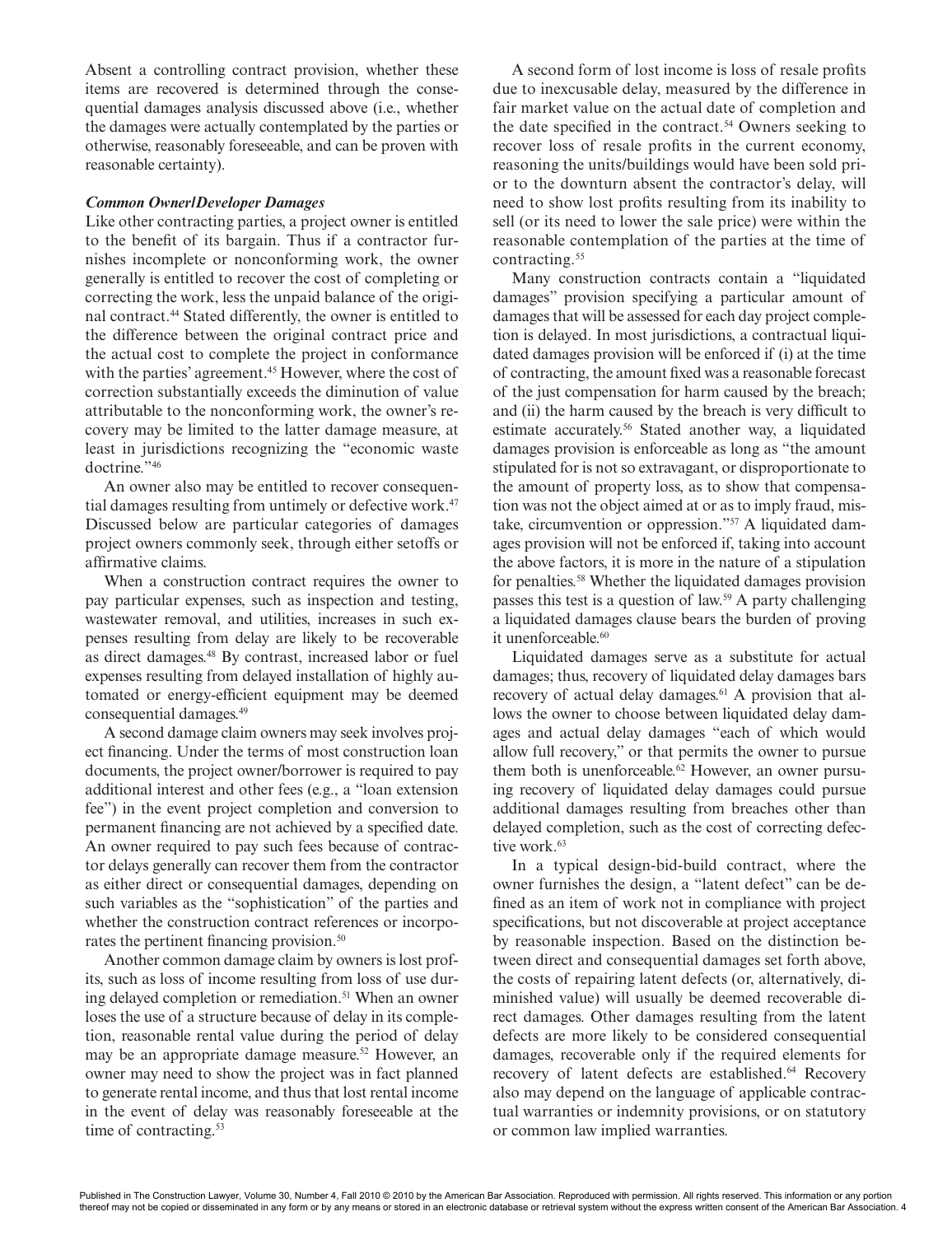Absent a controlling contract provision, whether these items are recovered is determined through the consequential damages analysis discussed above (i.e., whether the damages were actually contemplated by the parties or otherwise, reasonably foreseeable, and can be proven with reasonable certainty).

### *Common Owner/Developer Damages*

Like other contracting parties, a project owner is entitled to the benefit of its bargain. Thus if a contractor furnishes incomplete or nonconforming work, the owner generally is entitled to recover the cost of completing or correcting the work, less the unpaid balance of the original contract.[44] Stated differently, the owner is entitled to the difference between the original contract price and the actual cost to complete the project in conformance with the parties' agreement.[45] However, where the cost of correction substantially exceeds the diminution of value attributable to the nonconforming work, the owner's recovery may be limited to the latter damage measure, at least in jurisdictions recognizing the "economic waste doctrine."[46]

An owner also may be entitled to recover consequential damages resulting from untimely or defective work.[47] Discussed below are particular categories of damages project owners commonly seek, through either setoffs or affirmative claims.

When a construction contract requires the owner to pay particular expenses, such as inspection and testing, wastewater removal, and utilities, increases in such expenses resulting from delay are likely to be recoverable as direct damages.[48] By contrast, increased labor or fuel expenses resulting from delayed installation of highly automated or energy-efficient equipment may be deemed consequential damages.[49]

A second damage claim owners may seek involves project financing. Under the terms of most construction loan documents, the project owner/borrower is required to pay additional interest and other fees (e.g., a "loan extension fee") in the event project completion and conversion to permanent financing are not achieved by a specified date. An owner required to pay such fees because of contractor delays generally can recover them from the contractor as either direct or consequential damages, depending on such variables as the "sophistication" of the parties and whether the construction contract references or incorporates the pertinent financing provision.[50]

Another common damage claim by owners is lost profits, such as loss of income resulting from loss of use during delayed completion or remediation.[51] When an owner loses the use of a structure because of delay in its completion, reasonable rental value during the period of delay may be an appropriate damage measure.[52] However, an owner may need to show the project was in fact planned to generate rental income, and thus that lost rental income in the event of delay was reasonably foreseeable at the time of contracting.[53]

A second form of lost income is loss of resale profits due to inexcusable delay, measured by the difference in fair market value on the actual date of completion and the date specified in the contract.[54] Owners seeking to recover loss of resale profits in the current economy, reasoning the units/buildings would have been sold prior to the downturn absent the contractor's delay, will need to show lost profits resulting from its inability to sell (or its need to lower the sale price) were within the reasonable contemplation of the parties at the time of contracting.[55]

Many construction contracts contain a "liquidated damages" provision specifying a particular amount of damages that will be assessed for each day project completion is delayed. In most jurisdictions, a contractual liquidated damages provision will be enforced if (i) at the time of contracting, the amount fixed was a reasonable forecast of the just compensation for harm caused by the breach; and (ii) the harm caused by the breach is very difficult to estimate accurately.[56] Stated another way, a liquidated damages provision is enforceable as long as "the amount stipulated for is not so extravagant, or disproportionate to the amount of property loss, as to show that compensation was not the object aimed at or as to imply fraud, mistake, circumvention or oppression."[57] A liquidated damages provision will not be enforced if, taking into account the above factors, it is more in the nature of a stipulation for penalties.[58] Whether the liquidated damages provision passes this test is a question of law.[59] A party challenging a liquidated damages clause bears the burden of proving it unenforceable.[60]

Liquidated damages serve as a substitute for actual damages; thus, recovery of liquidated delay damages bars recovery of actual delay damages.[61] A provision that allows the owner to choose between liquidated delay damages and actual delay damages "each of which would allow full recovery," or that permits the owner to pursue them both is unenforceable.[62] However, an owner pursuing recovery of liquidated delay damages could pursue additional damages resulting from breaches other than delayed completion, such as the cost of correcting defective work.[63]

In a typical design-bid-build contract, where the owner furnishes the design, a "latent defect" can be defined as an item of work not in compliance with project specifications, but not discoverable at project acceptance by reasonable inspection. Based on the distinction between direct and consequential damages set forth above, the costs of repairing latent defects (or, alternatively, diminished value) will usually be deemed recoverable direct damages. Other damages resulting from the latent defects are more likely to be considered consequential damages, recoverable only if the required elements for recovery of latent defects are established.[64] Recovery also may depend on the language of applicable contractual warranties or indemnity provisions, or on statutory or common law implied warranties.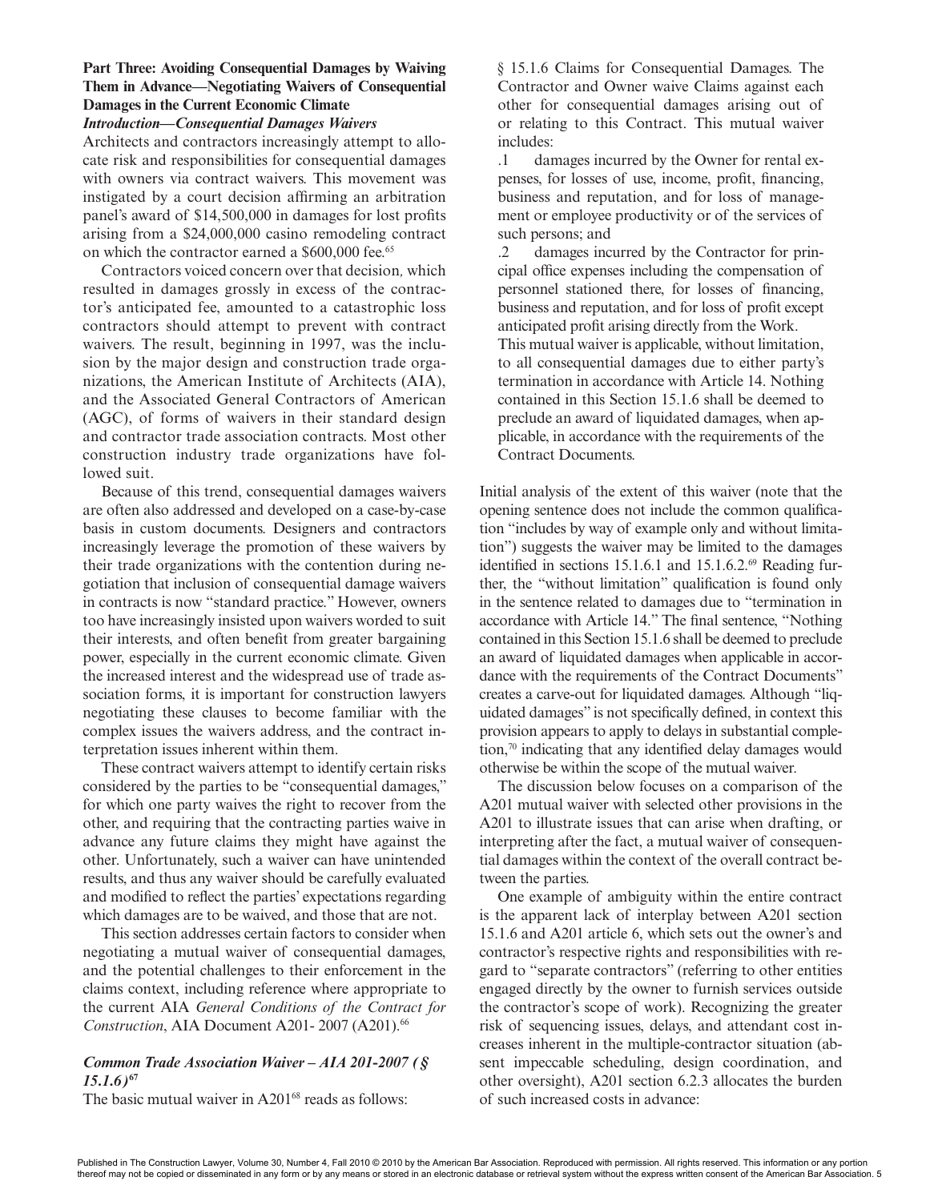### Part Three: Avoiding Consequential Damages by Waiving Them in Advance—Negotiating Waivers of Consequential Damages in the Current Economic Climate

#### *Introduction—Consequential Damages Waivers*

Architects and contractors increasingly attempt to allocate risk and responsibilities for consequential damages with owners via contract waivers. This movement was instigated by a court decision affirming an arbitration panel's award of $14,500,000 in damages for lost profits arising from a $24,000,000 casino remodeling contract on which the contractor earned a $600,000 fee.[65]

Contractors voiced concern over that decision, which resulted in damages grossly in excess of the contractor's anticipated fee, amounted to a catastrophic loss contractors should attempt to prevent with contract waivers. The result, beginning in 1997, was the inclusion by the major design and construction trade organizations, the American Institute of Architects (AIA), and the Associated General Contractors of American (AGC), of forms of waivers in their standard design and contractor trade association contracts. Most other construction industry trade organizations have followed suit.

Because of this trend, consequential damages waivers are often also addressed and developed on a case-by-case basis in custom documents. Designers and contractors increasingly leverage the promotion of these waivers by their trade organizations with the contention during negotiation that inclusion of consequential damage waivers in contracts is now "standard practice." However, owners too have increasingly insisted upon waivers worded to suit their interests, and often benefit from greater bargaining power, especially in the current economic climate. Given the increased interest and the widespread use of trade association forms, it is important for construction lawyers negotiating these clauses to become familiar with the complex issues the waivers address, and the contract interpretation issues inherent within them.

These contract waivers attempt to identify certain risks considered by the parties to be "consequential damages," for which one party waives the right to recover from the other, and requiring that the contracting parties waive in advance any future claims they might have against the other. Unfortunately, such a waiver can have unintended results, and thus any waiver should be carefully evaluated and modified to reflect the parties' expectations regarding which damages are to be waived, and those that are not.

This section addresses certain factors to consider when negotiating a mutual waiver of consequential damages, and the potential challenges to their enforcement in the claims context, including reference where appropriate to the current AIA *General Conditions of the Contract for Construction*, AIA Document A201- 2007 (A201).[66]

#### *Common Trade Association Waiver – AIA 201-2007 (§ 15.1.6)*[67]

The basic mutual waiver in A201[68] reads as follows:

> § 15.1.6 Claims for Consequential Damages. The Contractor and Owner waive Claims against each other for consequential damages arising out of or relating to this Contract. This mutual waiver includes:
>
> .1 damages incurred by the Owner for rental expenses, for losses of use, income, profit, financing, business and reputation, and for loss of management or employee productivity or of the services of such persons; and
>
> .2 damages incurred by the Contractor for principal office expenses including the compensation of personnel stationed there, for losses of financing, business and reputation, and for loss of profit except anticipated profit arising directly from the Work.
>
> This mutual waiver is applicable, without limitation, to all consequential damages due to either party's termination in accordance with Article 14. Nothing contained in this Section 15.1.6 shall be deemed to preclude an award of liquidated damages, when applicable, in accordance with the requirements of the Contract Documents.

Initial analysis of the extent of this waiver (note that the opening sentence does not include the common qualification "includes by way of example only and without limitation") suggests the waiver may be limited to the damages identified in sections 15.1.6.1 and 15.1.6.2.[69] Reading further, the "without limitation" qualification is found only in the sentence related to damages due to "termination in accordance with Article 14." The final sentence, "Nothing contained in this Section 15.1.6 shall be deemed to preclude an award of liquidated damages when applicable in accordance with the requirements of the Contract Documents" creates a carve-out for liquidated damages. Although "liquidated damages" is not specifically defined, in context this provision appears to apply to delays in substantial completion,[70] indicating that any identified delay damages would otherwise be within the scope of the mutual waiver.

The discussion below focuses on a comparison of the A201 mutual waiver with selected other provisions in the A201 to illustrate issues that can arise when drafting, or interpreting after the fact, a mutual waiver of consequential damages within the context of the overall contract between the parties.

One example of ambiguity within the entire contract is the apparent lack of interplay between A201 section 15.1.6 and A201 article 6, which sets out the owner's and contractor's respective rights and responsibilities with regard to "separate contractors" (referring to other entities engaged directly by the owner to furnish services outside the contractor's scope of work). Recognizing the greater risk of sequencing issues, delays, and attendant cost increases inherent in the multiple-contractor situation (absent impeccable scheduling, design coordination, and other oversight), A201 section 6.2.3 allocates the burden of such increased costs in advance: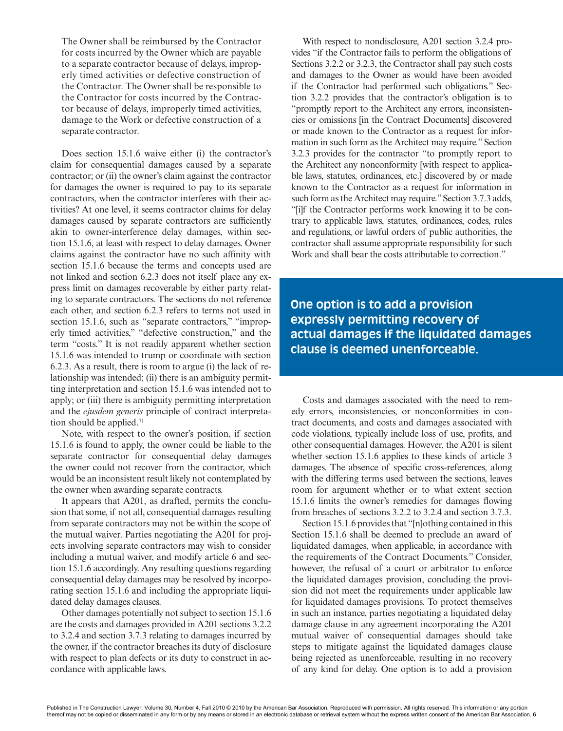> The Owner shall be reimbursed by the Contractor for costs incurred by the Owner which are payable to a separate contractor because of delays, improperly timed activities or defective construction of the Contractor. The Owner shall be responsible to the Contractor for costs incurred by the Contractor because of delays, improperly timed activities, damage to the Work or defective construction of a separate contractor.

Does section 15.1.6 waive either (i) the contractor's claim for consequential damages caused by a separate contractor; or (ii) the owner's claim against the contractor for damages the owner is required to pay to its separate contractors, when the contractor interferes with their activities? At one level, it seems contractor claims for delay damages caused by separate contractors are sufficiently akin to owner-interference delay damages, within section 15.1.6, at least with respect to delay damages. Owner claims against the contractor have no such affinity with section 15.1.6 because the terms and concepts used are not linked and section 6.2.3 does not itself place any express limit on damages recoverable by either party relating to separate contractors. The sections do not reference each other, and section 6.2.3 refers to terms not used in section 15.1.6, such as "separate contractors," "improperly timed activities," "defective construction," and the term "costs." It is not readily apparent whether section 15.1.6 was intended to trump or coordinate with section 6.2.3. As a result, there is room to argue (i) the lack of relationship was intended; (ii) there is an ambiguity permitting interpretation and section 15.1.6 was intended not to apply; or (iii) there is ambiguity permitting interpretation and the *ejusdem generis* principle of contract interpretation should be applied.[71]

Note, with respect to the owner's position, if section 15.1.6 is found to apply, the owner could be liable to the separate contractor for consequential delay damages the owner could not recover from the contractor, which would be an inconsistent result likely not contemplated by the owner when awarding separate contracts.

It appears that A201, as drafted, permits the conclusion that some, if not all, consequential damages resulting from separate contractors may not be within the scope of the mutual waiver. Parties negotiating the A201 for projects involving separate contractors may wish to consider including a mutual waiver, and modify article 6 and section 15.1.6 accordingly. Any resulting questions regarding consequential delay damages may be resolved by incorporating section 15.1.6 and including the appropriate liquidated delay damages clauses.

Other damages potentially not subject to section 15.1.6 are the costs and damages provided in A201 sections 3.2.2 to 3.2.4 and section 3.7.3 relating to damages incurred by the owner, if the contractor breaches its duty of disclosure with respect to plan defects or its duty to construct in accordance with applicable laws.

With respect to nondisclosure, A201 section 3.2.4 provides "if the Contractor fails to perform the obligations of Sections 3.2.2 or 3.2.3, the Contractor shall pay such costs and damages to the Owner as would have been avoided if the Contractor had performed such obligations." Section 3.2.2 provides that the contractor's obligation is to "promptly report to the Architect any errors, inconsistencies or omissions [in the Contract Documents] discovered or made known to the Contractor as a request for information in such form as the Architect may require." Section 3.2.3 provides for the contractor "to promptly report to the Architect any nonconformity [with respect to applicable laws, statutes, ordinances, etc.] discovered by or made known to the Contractor as a request for information in such form as the Architect may require." Section 3.7.3 adds, "[i]f the Contractor performs work knowing it to be contrary to applicable laws, statutes, ordinances, codes, rules and regulations, or lawful orders of public authorities, the contractor shall assume appropriate responsibility for such Work and shall bear the costs attributable to correction."

**One option is to add a provision expressly permitting recovery of actual damages if the liquidated damages clause is deemed unenforceable.**

Costs and damages associated with the need to remedy errors, inconsistencies, or nonconformities in contract documents, and costs and damages associated with code violations, typically include loss of use, profits, and other consequential damages. However, the A201 is silent whether section 15.1.6 applies to these kinds of article 3 damages. The absence of specific cross-references, along with the differing terms used between the sections, leaves room for argument whether or to what extent section 15.1.6 limits the owner's remedies for damages flowing from breaches of sections 3.2.2 to 3.2.4 and section 3.7.3.

Section 15.1.6 provides that "[n]othing contained in this Section 15.1.6 shall be deemed to preclude an award of liquidated damages, when applicable, in accordance with the requirements of the Contract Documents." Consider, however, the refusal of a court or arbitrator to enforce the liquidated damages provision, concluding the provision did not meet the requirements under applicable law for liquidated damages provisions. To protect themselves in such an instance, parties negotiating a liquidated delay damage clause in any agreement incorporating the A201 mutual waiver of consequential damages should take steps to mitigate against the liquidated damages clause being rejected as unenforceable, resulting in no recovery of any kind for delay. One option is to add a provision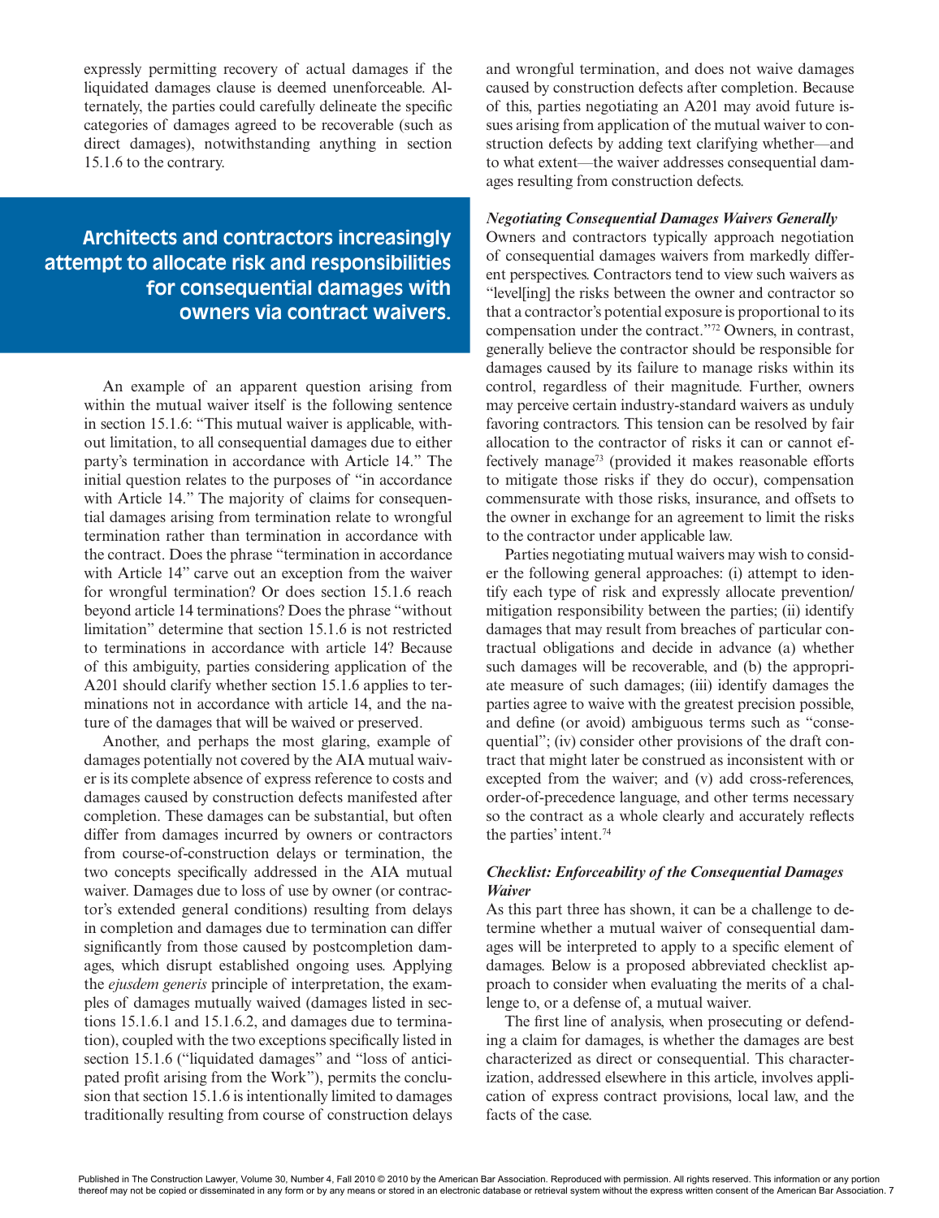expressly permitting recovery of actual damages if the liquidated damages clause is deemed unenforceable. Alternately, the parties could carefully delineate the specific categories of damages agreed to be recoverable (such as direct damages), notwithstanding anything in section 15.1.6 to the contrary.

**Architects and contractors increasingly attempt to allocate risk and responsibilities for consequential damages with owners via contract waivers.**

An example of an apparent question arising from within the mutual waiver itself is the following sentence in section 15.1.6: "This mutual waiver is applicable, without limitation, to all consequential damages due to either party's termination in accordance with Article 14." The initial question relates to the purposes of "in accordance with Article 14." The majority of claims for consequential damages arising from termination relate to wrongful termination rather than termination in accordance with the contract. Does the phrase "termination in accordance with Article 14" carve out an exception from the waiver for wrongful termination? Or does section 15.1.6 reach beyond article 14 terminations? Does the phrase "without limitation" determine that section 15.1.6 is not restricted to terminations in accordance with article 14? Because of this ambiguity, parties considering application of the A201 should clarify whether section 15.1.6 applies to terminations not in accordance with article 14, and the nature of the damages that will be waived or preserved.

Another, and perhaps the most glaring, example of damages potentially not covered by the AIA mutual waiver is its complete absence of express reference to costs and damages caused by construction defects manifested after completion. These damages can be substantial, but often differ from damages incurred by owners or contractors from course-of-construction delays or termination, the two concepts specifically addressed in the AIA mutual waiver. Damages due to loss of use by owner (or contractor's extended general conditions) resulting from delays in completion and damages due to termination can differ significantly from those caused by postcompletion damages, which disrupt established ongoing uses. Applying the *ejusdem generis* principle of interpretation, the examples of damages mutually waived (damages listed in sections 15.1.6.1 and 15.1.6.2, and damages due to termination), coupled with the two exceptions specifically listed in section 15.1.6 ("liquidated damages" and "loss of anticipated profit arising from the Work"), permits the conclusion that section 15.1.6 is intentionally limited to damages traditionally resulting from course of construction delays and wrongful termination, and does not waive damages caused by construction defects after completion. Because of this, parties negotiating an A201 may avoid future issues arising from application of the mutual waiver to construction defects by adding text clarifying whether—and to what extent—the waiver addresses consequential damages resulting from construction defects.

***Negotiating Consequential Damages Waivers Generally***

Owners and contractors typically approach negotiation of consequential damages waivers from markedly different perspectives. Contractors tend to view such waivers as "level[ing] the risks between the owner and contractor so that a contractor's potential exposure is proportional to its compensation under the contract."[72] Owners, in contrast, generally believe the contractor should be responsible for damages caused by its failure to manage risks within its control, regardless of their magnitude. Further, owners may perceive certain industry-standard waivers as unduly favoring contractors. This tension can be resolved by fair allocation to the contractor of risks it can or cannot effectively manage[73] (provided it makes reasonable efforts to mitigate those risks if they do occur), compensation commensurate with those risks, insurance, and offsets to the owner in exchange for an agreement to limit the risks to the contractor under applicable law.

Parties negotiating mutual waivers may wish to consider the following general approaches: (i) attempt to identify each type of risk and expressly allocate prevention/mitigation responsibility between the parties; (ii) identify damages that may result from breaches of particular contractual obligations and decide in advance (a) whether such damages will be recoverable, and (b) the appropriate measure of such damages; (iii) identify damages the parties agree to waive with the greatest precision possible, and define (or avoid) ambiguous terms such as "consequential"; (iv) consider other provisions of the draft contract that might later be construed as inconsistent with or excepted from the waiver; and (v) add cross-references, order-of-precedence language, and other terms necessary so the contract as a whole clearly and accurately reflects the parties' intent.[74]

***Checklist: Enforceability of the Consequential Damages Waiver***

As this part three has shown, it can be a challenge to determine whether a mutual waiver of consequential damages will be interpreted to apply to a specific element of damages. Below is a proposed abbreviated checklist approach to consider when evaluating the merits of a challenge to, or a defense of, a mutual waiver.

The first line of analysis, when prosecuting or defending a claim for damages, is whether the damages are best characterized as direct or consequential. This characterization, addressed elsewhere in this article, involves application of express contract provisions, local law, and the facts of the case.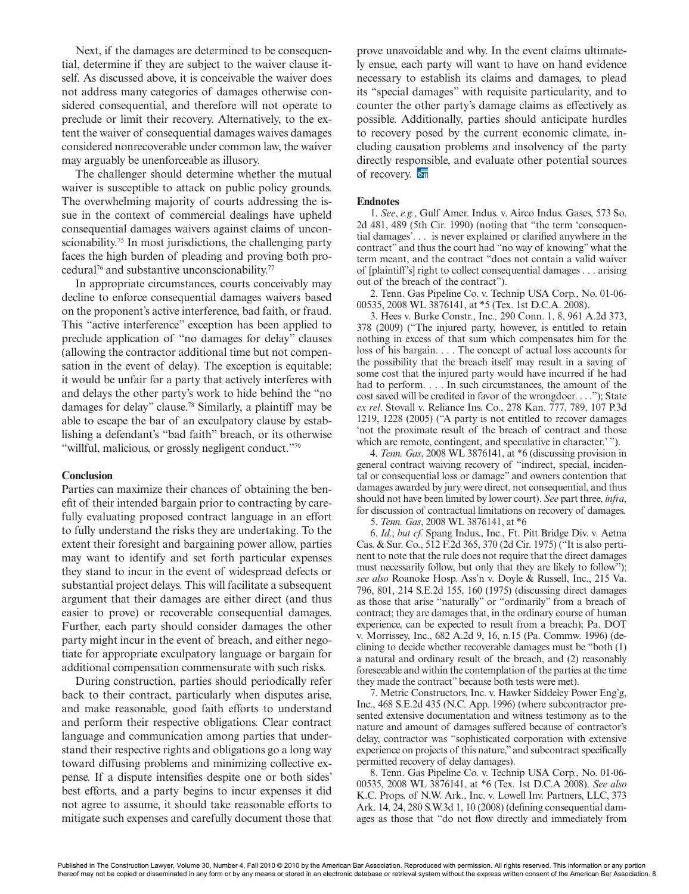Next, if the damages are determined to be consequential, determine if they are subject to the waiver clause itself. As discussed above, it is conceivable the waiver does not address many categories of damages otherwise considered consequential, and therefore will not operate to preclude or limit their recovery. Alternatively, to the extent the waiver of consequential damages waives damages considered nonrecoverable under common law, the waiver may arguably be unenforceable as illusory.

The challenger should determine whether the mutual waiver is susceptible to attack on public policy grounds. The overwhelming majority of courts addressing the issue in the context of commercial dealings have upheld consequential damages waivers against claims of unconscionability.[75] In most jurisdictions, the challenging party faces the high burden of pleading and proving both procedural[76] and substantive unconscionability.[77]

In appropriate circumstances, courts conceivably may decline to enforce consequential damages waivers based on the proponent's active interference, bad faith, or fraud. This "active interference" exception has been applied to preclude application of "no damages for delay" clauses (allowing the contractor additional time but not compensation in the event of delay). The exception is equitable: it would be unfair for a party that actively interferes with and delays the other party's work to hide behind the "no damages for delay" clause.[78] Similarly, a plaintiff may be able to escape the bar of an exculpatory clause by establishing a defendant's "bad faith" breach, or its otherwise "willful, malicious, or grossly negligent conduct."[79]

**Conclusion**

Parties can maximize their chances of obtaining the benefit of their intended bargain prior to contracting by carefully evaluating proposed contract language in an effort to fully understand the risks they are undertaking. To the extent their foresight and bargaining power allow, parties may want to identify and set forth particular expenses they stand to incur in the event of widespread defects or substantial project delays. This will facilitate a subsequent argument that their damages are either direct (and thus easier to prove) or recoverable consequential damages. Further, each party should consider damages the other party might incur in the event of breach, and either negotiate for appropriate exculpatory language or bargain for additional compensation commensurate with such risks.

During construction, parties should periodically refer back to their contract, particularly when disputes arise, and make reasonable, good faith efforts to understand and perform their respective obligations. Clear contract language and communication among parties that understand their respective rights and obligations go a long way toward diffusing problems and minimizing collective expense. If a dispute intensifies despite one or both sides' best efforts, and a party begins to incur expenses it did not agree to assume, it should take reasonable efforts to mitigate such expenses and carefully document those that prove unavoidable and why. In the event claims ultimately ensue, each party will want to have on hand evidence necessary to establish its claims and damages, to plead its "special damages" with requisite particularity, and to counter the other party's damage claims as effectively as possible. Additionally, parties should anticipate hurdles to recovery posed by the current economic climate, including causation problems and insolvency of the party directly responsible, and evaluate other potential sources of recovery.

**Endnotes**

1. *See*, *e.g.*, Gulf Amer. Indus. v. Airco Indus. Gases, 573 So. 2d 481, 489 (5th Cir. 1990) (noting that "the term 'consequential damages'. . . is never explained or clarified anywhere in the contract" and thus the court had "no way of knowing" what the term meant, and the contract "does not contain a valid waiver of [plaintiff's] right to collect consequential damages . . . arising out of the breach of the contract").

2. Tenn. Gas Pipeline Co. v. Technip USA Corp., No. 01-06-00535, 2008 WL 3876141, at *5 (Tex. 1st D.C.A. 2008).

3. Hees v. Burke Constr., Inc., 290 Conn. 1, 8, 961 A.2d 373, 378 (2009) ("The injured party, however, is entitled to retain nothing in excess of that sum which compensates him for the loss of his bargain. . . . The concept of actual loss accounts for the possibility that the breach itself may result in a saving of some cost that the injured party would have incurred if he had had to perform. . . . In such circumstances, the amount of the cost saved will be credited in favor of the wrongdoer. . . ."); State *ex rel*. Stovall v. Reliance Ins. Co., 278 Kan. 777, 789, 107 P.3d 1219, 1228 (2005) ("A party is not entitled to recover damages 'not the proximate result of the breach of contract and those which are remote, contingent, and speculative in character.' ").

4. *Tenn. Gas*, 2008 WL 3876141, at *6 (discussing provision in general contract waiving recovery of "indirect, special, incidental or consequential loss or damage" and owners contention that damages awarded by jury were direct, not consequential, and thus should not have been limited by lower court). *See* part three, *infra*, for discussion of contractual limitations on recovery of damages.

5. *Tenn. Gas*, 2008 WL 3876141, at *6

6. *Id*.; *but cf.* Spang Indus., Inc., Ft. Pitt Bridge Div. v. Aetna Cas. & Sur. Co., 512 F.2d 365, 370 (2d Cir. 1975) ("It is also pertinent to note that the rule does not require that the direct damages must necessarily follow, but only that they are likely to follow"); *see also* Roanoke Hosp. Ass'n v. Doyle & Russell, Inc., 215 Va. 796, 801, 214 S.E.2d 155, 160 (1975) (discussing direct damages as those that arise "naturally" or "ordinarily" from a breach of contract; they are damages that, in the ordinary course of human experience, can be expected to result from a breach); Pa. DOT v. Morrissey, Inc., 682 A.2d 9, 16, n.15 (Pa. Commw. 1996) (declining to decide whether recoverable damages must be "both (1) a natural and ordinary result of the breach, and (2) reasonably foreseeable and within the contemplation of the parties at the time they made the contract" because both tests were met).

7. Metric Constructors, Inc. v. Hawker Siddeley Power Eng'g, Inc., 468 S.E.2d 435 (N.C. App. 1996) (where subcontractor presented extensive documentation and witness testimony as to the nature and amount of damages suffered because of contractor's delay, contractor was "sophisticated corporation with extensive experience on projects of this nature," and subcontract specifically permitted recovery of delay damages).

8. Tenn. Gas Pipeline Co. v. Technip USA Corp., No. 01-06-00535, 2008 WL 3876141, at *6 (Tex. 1st D.C.A 2008). *See also* K.C. Props. of N.W. Ark., Inc. v. Lowell Inv. Partners, LLC, 373 Ark. 14, 24, 280 S.W.3d 1, 10 (2008) (defining consequential damages as those that "do not flow directly and immediately from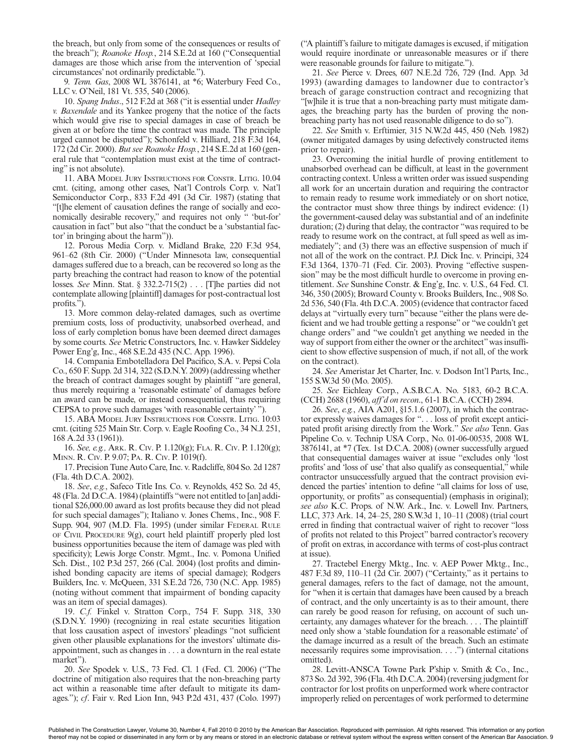the breach, but only from some of the consequences or results of the breach"); *Roanoke Hosp.*, 214 S.E.2d at 160 ("Consequential damages are those which arise from the intervention of 'special circumstances' not ordinarily predictable.").

9. *Tenn. Gas*, 2008 WL 3876141, at *6; Waterbury Feed Co., LLC v. O'Neil, 181 Vt. 535, 540 (2006).

10. *Spang Indus*., 512 F.2d at 368 ("it is essential under *Hadley v. Baxendale* and its Yankee progeny that the notice of the facts which would give rise to special damages in case of breach be given at or before the time the contract was made. The principle urged cannot be disputed"); Schonfeld v. Hilliard, 218 F.3d 164, 172 (2d Cir. 2000). *But see Roanoke Hosp.*, 214 S.E.2d at 160 (general rule that "contemplation must exist at the time of contracting" is not absolute).

11. ABA Model Jury Instructions for Constr. Litig. 10.04 cmt. (citing, among other cases, Nat'l Controls Corp. v. Nat'l Semiconductor Corp., 833 F.2d 491 (3d Cir. 1987) (stating that "[t]he element of causation defines the range of socially and economically desirable recovery," and requires not only " 'but-for' causation in fact" but also "that the conduct be a 'substantial factor' in bringing about the harm")).

12. Porous Media Corp. v. Midland Brake, 220 F.3d 954, 961–62 (8th Cir. 2000) ("Under Minnesota law, consequential damages suffered due to a breach, can be recovered so long as the party breaching the contract had reason to know of the potential losses. *See* Minn. Stat. § 332.2-715(2) . . . [T]he parties did not contemplate allowing [plaintiff] damages for post-contractual lost profits.").

13. More common delay-related damages, such as overtime premium costs, loss of productivity, unabsorbed overhead, and loss of early completion bonus have been deemed direct damages by some courts. *See* Metric Constructors, Inc. v. Hawker Siddeley Power Eng'g, Inc., 468 S.E.2d 435 (N.C. App. 1996).

14. Compania Embotelladora Del Pacifico, S.A. v. Pepsi Cola Co., 650 F. Supp. 2d 314, 322 (S.D.N.Y. 2009) (addressing whether the breach of contract damages sought by plaintiff "are general, thus merely requiring a 'reasonable estimate' of damages before an award can be made, or instead consequential, thus requiring CEPSA to prove such damages 'with reasonable certainty' ").

15. ABA Model Jury Instructions for Constr. Litig. 10:03 cmt. (citing 525 Main Str. Corp. v. Eagle Roofing Co., 34 N.J. 251, 168 A.2d 33 (1961)).

16. *See, e.g.,* Ark. R. Civ. P. 1.120(g); Fla. R. Civ. P. 1.120(g); Minn. R. Civ. P. 9.07; Pa. R. Civ. P. 1019(f).

17. Precision Tune Auto Care, Inc. v. Radcliffe, 804 So. 2d 1287 (Fla. 4th D.C.A. 2002).

18. *See*, *e.g.*, Safeco Title Ins. Co. v. Reynolds, 452 So. 2d 45, 48 (Fla. 2d D.C.A. 1984) (plaintiffs "were not entitled to [an] additional $26,000.00 award as lost profits because they did not plead for such special damages"); Italiano v. Jones Chems., Inc., 908 F. Supp. 904, 907 (M.D. Fla. 1995) (under similar Federal Rule of Civil Procedure 9(g), court held plaintiff properly pled lost business opportunities because the item of damage was pled with specificity); Lewis Jorge Constr. Mgmt., Inc. v. Pomona Unified Sch. Dist., 102 P.3d 257, 266 (Cal. 2004) (lost profits and diminished bonding capacity are items of special damage); Rodgers Builders, Inc. v. McQueen, 331 S.E.2d 726, 730 (N.C. App. 1985) (noting without comment that impairment of bonding capacity was an item of special damages).

19. *C.f.* Finkel v. Stratton Corp., 754 F. Supp. 318, 330 (S.D.N.Y. 1990) (recognizing in real estate securities litigation that loss causation aspect of investors' pleadings "not sufficient given other plausible explanations for the investors' ultimate disappointment, such as changes in . . . a downturn in the real estate market").

20. *See* Spodek v. U.S., 73 Fed. Cl. 1 (Fed. Cl. 2006) ("The doctrine of mitigation also requires that the non-breaching party act within a reasonable time after default to mitigate its damages."); *cf*. Fair v. Red Lion Inn, 943 P.2d 431, 437 (Colo. 1997) ("A plaintiff's failure to mitigate damages is excused, if mitigation would require inordinate or unreasonable measures or if there were reasonable grounds for failure to mitigate.").

21. *See* Pierce v. Drees, 607 N.E.2d 726, 729 (Ind. App. 3d 1993) (awarding damages to landowner due to contractor's breach of garage construction contract and recognizing that "[w]hile it is true that a non-breaching party must mitigate damages, the breaching party has the burden of proving the non-breaching party has not used reasonable diligence to do so").

22. *See* Smith v. Erftimier, 315 N.W.2d 445, 450 (Neb. 1982) (owner mitigated damages by using defectively constructed items prior to repair).

23. Overcoming the initial hurdle of proving entitlement to unabsorbed overhead can be difficult, at least in the government contracting context. Unless a written order was issued suspending all work for an uncertain duration and requiring the contractor to remain ready to resume work immediately or on short notice, the contractor must show three things by indirect evidence: (1) the government-caused delay was substantial and of an indefinite duration; (2) during that delay, the contractor "was required to be ready to resume work on the contract, at full speed as well as immediately"; and (3) there was an effective suspension of much if not all of the work on the contract. P.J. Dick Inc. v. Principi, 324 F.3d 1364, 1370–71 (Fed. Cir. 2003). Proving "effective suspension" may be the most difficult hurdle to overcome in proving entitlement. *See* Sunshine Constr. & Eng'g, Inc. v. U.S., 64 Fed. Cl. 346, 350 (2005); Broward County v. Brooks Builders, Inc., 908 So. 2d 536, 540 (Fla. 4th D.C.A. 2005) (evidence that contractor faced delays at "virtually every turn" because "either the plans were deficient and we had trouble getting a response" or "we couldn't get change orders" and "we couldn't get anything we needed in the way of support from either the owner or the architect" was insufficient to show effective suspension of much, if not all, of the work on the contract).

24. *See* Ameristar Jet Charter, Inc. v. Dodson Int'l Parts, Inc., 155 S.W.3d 50 (Mo. 2005).

25. *See* Eichleay Corp., A.S.B.C.A. No. 5183, 60-2 B.C.A. (CCH) 2688 (1960), *aff'd on recon*., 61-1 B.C.A. (CCH) 2894.

26. *See*, *e.g.*, AIA A201, §15.1.6 (2007), in which the contractor expressly waives damages for ". . . loss of profit except anticipated profit arising directly from the Work." *See also* Tenn. Gas Pipeline Co. v. Technip USA Corp., No. 01-06-00535, 2008 WL 3876141, at *7 (Tex. 1st D.C.A. 2008) (owner successfully argued that consequential damages waiver at issue "excludes only 'lost profits' and 'loss of use' that also qualify as consequential," while contractor unsuccessfully argued that the contract provision evidenced the parties' intention to define "all claims for loss of use, opportunity, or profits" as consequential) (emphasis in original); *see also* K.C. Props. of N.W. Ark., Inc. v. Lowell Inv. Partners, LLC, 373 Ark. 14, 24–25, 280 S.W.3d 1, 10–11 (2008) (trial court erred in finding that contractual waiver of right to recover "loss of profits not related to this Project" barred contractor's recovery of profit on extras, in accordance with terms of cost-plus contract at issue).

27. Tractebel Energy Mktg., Inc. v. AEP Power Mktg., Inc., 487 F.3d 89, 110–11 (2d Cir. 2007) ("Certainty," as it pertains to general damages, refers to the fact of damage, not the amount, for "when it is certain that damages have been caused by a breach of contract, and the only uncertainty is as to their amount, there can rarely be good reason for refusing, on account of such uncertainty, any damages whatever for the breach. . . . The plaintiff need only show a 'stable foundation for a reasonable estimate' of the damage incurred as a result of the breach. Such an estimate necessarily requires some improvisation. . . .") (internal citations omitted).

28. Levitt-ANSCA Towne Park P'ship v. Smith & Co., Inc., 873 So. 2d 392, 396 (Fla. 4th D.C.A. 2004) (reversing judgment for contractor for lost profits on unperformed work where contractor improperly relied on percentages of work performed to determine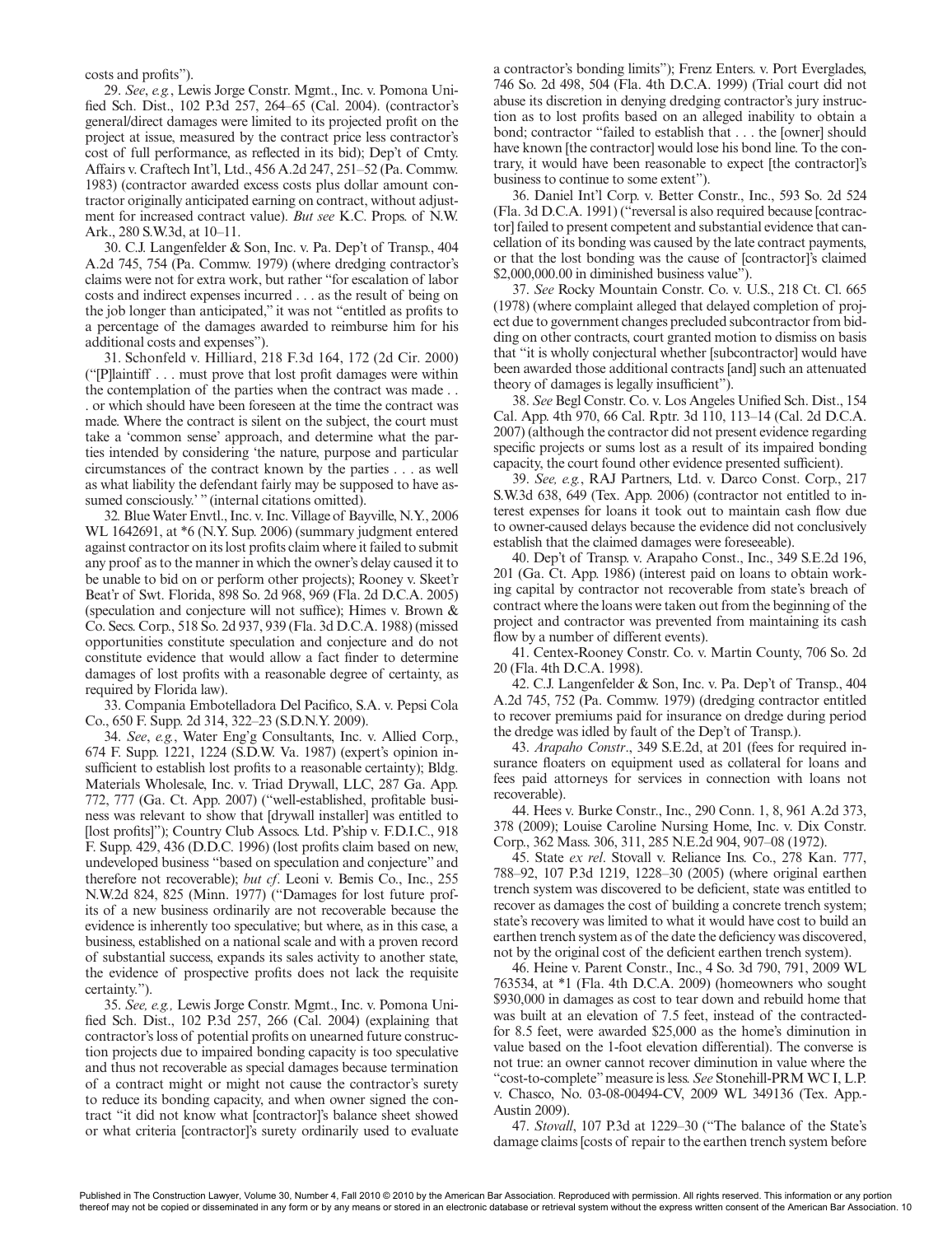costs and profits").

29. *See*, *e.g.*, Lewis Jorge Constr. Mgmt., Inc. v. Pomona Unified Sch. Dist., 102 P.3d 257, 264–65 (Cal. 2004). (contractor's general/direct damages were limited to its projected profit on the project at issue, measured by the contract price less contractor's cost of full performance, as reflected in its bid); Dep't of Cmty. Affairs v. Craftech Int'l, Ltd., 456 A.2d 247, 251–52 (Pa. Commw. 1983) (contractor awarded excess costs plus dollar amount contractor originally anticipated earning on contract, without adjustment for increased contract value). *But see* K.C. Props. of N.W. Ark., 280 S.W.3d, at 10–11.

30. C.J. Langenfelder & Son, Inc. v. Pa. Dep't of Transp., 404 A.2d 745, 754 (Pa. Commw. 1979) (where dredging contractor's claims were not for extra work, but rather "for escalation of labor costs and indirect expenses incurred . . . as the result of being on the job longer than anticipated," it was not "entitled as profits to a percentage of the damages awarded to reimburse him for his additional costs and expenses").

31. Schonfeld v. Hilliard, 218 F.3d 164, 172 (2d Cir. 2000) ("[P]laintiff . . . must prove that lost profit damages were within the contemplation of the parties when the contract was made . . . or which should have been foreseen at the time the contract was made. Where the contract is silent on the subject, the court must take a 'common sense' approach, and determine what the parties intended by considering 'the nature, purpose and particular circumstances of the contract known by the parties . . . as well as what liability the defendant fairly may be supposed to have assumed consciously.' " (internal citations omitted).

32. Blue Water Envtl., Inc. v. Inc. Village of Bayville, N.Y., 2006 WL 1642691, at *6 (N.Y. Sup. 2006) (summary judgment entered against contractor on its lost profits claim where it failed to submit any proof as to the manner in which the owner's delay caused it to be unable to bid on or perform other projects); Rooney v. Skeet'r Beat'r of Swt. Florida, 898 So. 2d 968, 969 (Fla. 2d D.C.A. 2005) (speculation and conjecture will not suffice); Himes v. Brown & Co. Secs. Corp., 518 So. 2d 937, 939 (Fla. 3d D.C.A. 1988) (missed opportunities constitute speculation and conjecture and do not constitute evidence that would allow a fact finder to determine damages of lost profits with a reasonable degree of certainty, as required by Florida law).

33. Compania Embotelladora Del Pacifico, S.A. v. Pepsi Cola Co., 650 F. Supp. 2d 314, 322–23 (S.D.N.Y. 2009).

34. *See*, *e.g.*, Water Eng'g Consultants, Inc. v. Allied Corp., 674 F. Supp. 1221, 1224 (S.D.W. Va. 1987) (expert's opinion insufficient to establish lost profits to a reasonable certainty); Bldg. Materials Wholesale, Inc. v. Triad Drywall, LLC, 287 Ga. App. 772, 777 (Ga. Ct. App. 2007) ("well-established, profitable business was relevant to show that [drywall installer] was entitled to [lost profits]"); Country Club Assocs. Ltd. P'ship v. F.D.I.C., 918 F. Supp. 429, 436 (D.D.C. 1996) (lost profits claim based on new, undeveloped business "based on speculation and conjecture" and therefore not recoverable); *but cf*. Leoni v. Bemis Co., Inc., 255 N.W.2d 824, 825 (Minn. 1977) ("Damages for lost future profits of a new business ordinarily are not recoverable because the evidence is inherently too speculative; but where, as in this case, a business, established on a national scale and with a proven record of substantial success, expands its sales activity to another state, the evidence of prospective profits does not lack the requisite certainty.").

35. *See, e.g.,* Lewis Jorge Constr. Mgmt., Inc. v. Pomona Unified Sch. Dist., 102 P.3d 257, 266 (Cal. 2004) (explaining that contractor's loss of potential profits on unearned future construction projects due to impaired bonding capacity is too speculative and thus not recoverable as special damages because termination of a contract might or might not cause the contractor's surety to reduce its bonding capacity, and when owner signed the contract "it did not know what [contractor]'s balance sheet showed or what criteria [contractor]'s surety ordinarily used to evaluate a contractor's bonding limits"); Frenz Enters. v. Port Everglades, 746 So. 2d 498, 504 (Fla. 4th D.C.A. 1999) (Trial court did not abuse its discretion in denying dredging contractor's jury instruction as to lost profits based on an alleged inability to obtain a bond; contractor "failed to establish that . . . the [owner] should have known [the contractor] would lose his bond line. To the contrary, it would have been reasonable to expect [the contractor]'s business to continue to some extent").

36. Daniel Int'l Corp. v. Better Constr., Inc., 593 So. 2d 524 (Fla. 3d D.C.A. 1991) ("reversal is also required because [contractor] failed to present competent and substantial evidence that cancellation of its bonding was caused by the late contract payments, or that the lost bonding was the cause of [contractor]'s claimed \$2,000,000.00 in diminished business value").

37. *See* Rocky Mountain Constr. Co. v. U.S., 218 Ct. Cl. 665 (1978) (where complaint alleged that delayed completion of project due to government changes precluded subcontractor from bidding on other contracts, court granted motion to dismiss on basis that "it is wholly conjectural whether [subcontractor] would have been awarded those additional contracts [and] such an attenuated theory of damages is legally insufficient").

38. *See* Begl Constr. Co. v. Los Angeles Unified Sch. Dist., 154 Cal. App. 4th 970, 66 Cal. Rptr. 3d 110, 113–14 (Cal. 2d D.C.A. 2007) (although the contractor did not present evidence regarding specific projects or sums lost as a result of its impaired bonding capacity, the court found other evidence presented sufficient).

39. *See, e.g.*, RAJ Partners, Ltd. v. Darco Const. Corp., 217 S.W.3d 638, 649 (Tex. App. 2006) (contractor not entitled to interest expenses for loans it took out to maintain cash flow due to owner-caused delays because the evidence did not conclusively establish that the claimed damages were foreseeable).

40. Dep't of Transp. v. Arapaho Const., Inc., 349 S.E.2d 196, 201 (Ga. Ct. App. 1986) (interest paid on loans to obtain working capital by contractor not recoverable from state's breach of contract where the loans were taken out from the beginning of the project and contractor was prevented from maintaining its cash flow by a number of different events).

41. Centex-Rooney Constr. Co. v. Martin County, 706 So. 2d 20 (Fla. 4th D.C.A. 1998).

42. C.J. Langenfelder & Son, Inc. v. Pa. Dep't of Transp., 404 A.2d 745, 752 (Pa. Commw. 1979) (dredging contractor entitled to recover premiums paid for insurance on dredge during period the dredge was idled by fault of the Dep't of Transp.).

43. *Arapaho Constr*., 349 S.E.2d, at 201 (fees for required insurance floaters on equipment used as collateral for loans and fees paid attorneys for services in connection with loans not recoverable).

44. Hees v. Burke Constr., Inc., 290 Conn. 1, 8, 961 A.2d 373, 378 (2009); Louise Caroline Nursing Home, Inc. v. Dix Constr. Corp., 362 Mass. 306, 311, 285 N.E.2d 904, 907–08 (1972).

45. State *ex rel*. Stovall v. Reliance Ins. Co., 278 Kan. 777, 788–92, 107 P.3d 1219, 1228–30 (2005) (where original earthen trench system was discovered to be deficient, state was entitled to recover as damages the cost of building a concrete trench system; state's recovery was limited to what it would have cost to build an earthen trench system as of the date the deficiency was discovered, not by the original cost of the deficient earthen trench system).

46. Heine v. Parent Constr., Inc., 4 So. 3d 790, 791, 2009 WL 763534, at *1 (Fla. 4th D.C.A. 2009) (homeowners who sought \$930,000 in damages as cost to tear down and rebuild home that was built at an elevation of 7.5 feet, instead of the contracted-for 8.5 feet, were awarded \$25,000 as the home's diminution in value based on the 1-foot elevation differential). The converse is not true: an owner cannot recover diminution in value where the "cost-to-complete" measure is less. *See* Stonehill-PRM WC I, L.P. v. Chasco, No. 03-08-00494-CV, 2009 WL 349136 (Tex. App.-Austin 2009).

47. *Stovall*, 107 P.3d at 1229–30 ("The balance of the State's damage claims [costs of repair to the earthen trench system before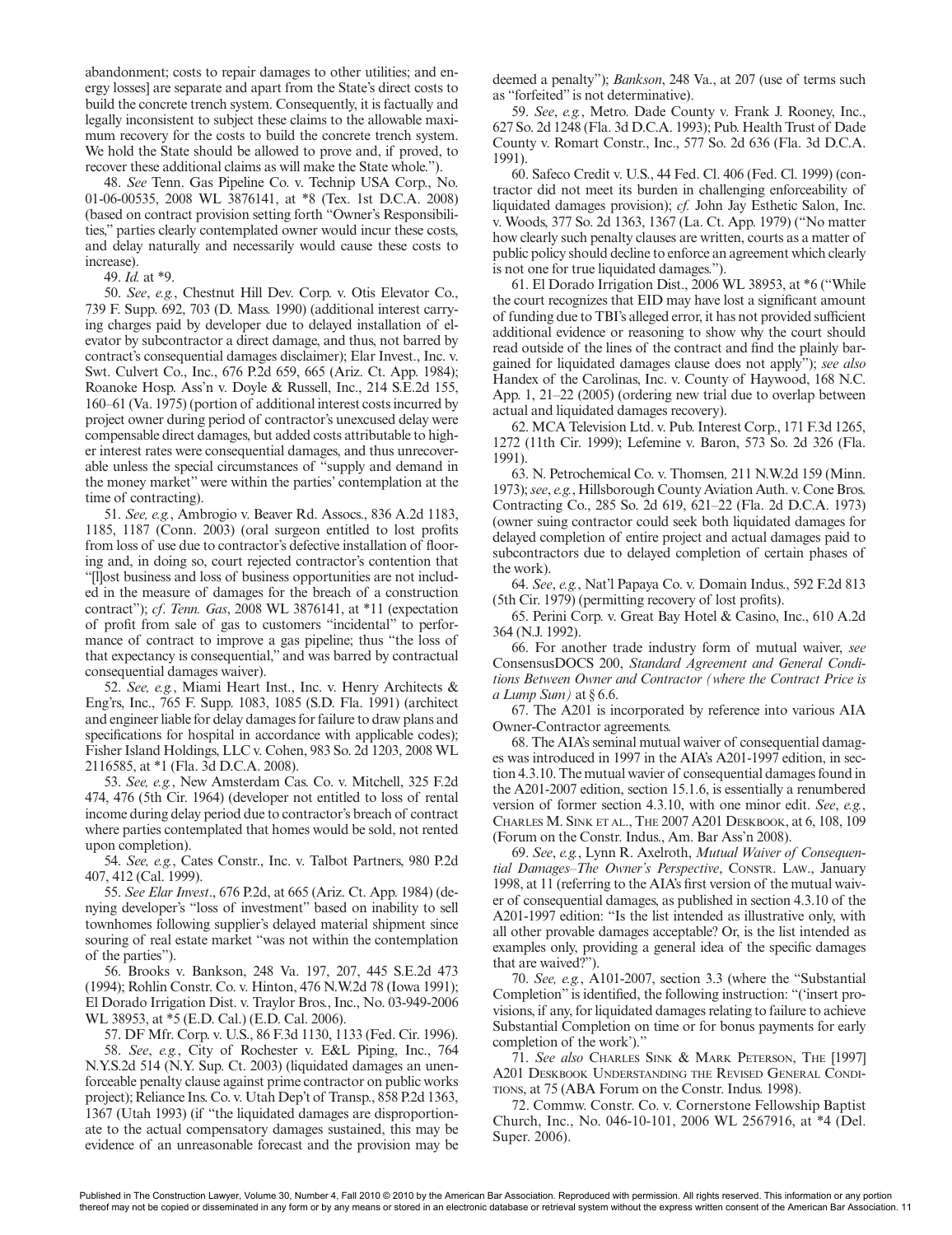abandonment; costs to repair damages to other utilities; and energy losses] are separate and apart from the State's direct costs to build the concrete trench system. Consequently, it is factually and legally inconsistent to subject these claims to the allowable maximum recovery for the costs to build the concrete trench system. We hold the State should be allowed to prove and, if proved, to recover these additional claims as will make the State whole.").

48. *See* Tenn. Gas Pipeline Co. v. Technip USA Corp., No. 01-06-00535, 2008 WL 3876141, at *8 (Tex. 1st D.C.A. 2008) (based on contract provision setting forth "Owner's Responsibilities," parties clearly contemplated owner would incur these costs, and delay naturally and necessarily would cause these costs to increase).

49. *Id.* at *9.

50. *See*, *e.g.*, Chestnut Hill Dev. Corp. v. Otis Elevator Co., 739 F. Supp. 692, 703 (D. Mass. 1990) (additional interest carrying charges paid by developer due to delayed installation of elevator by subcontractor a direct damage, and thus, not barred by contract's consequential damages disclaimer); Elar Invest., Inc. v. Swt. Culvert Co., Inc., 676 P.2d 659, 665 (Ariz. Ct. App. 1984); Roanoke Hosp. Ass'n v. Doyle & Russell, Inc., 214 S.E.2d 155, 160–61 (Va. 1975) (portion of additional interest costs incurred by project owner during period of contractor's unexcused delay were compensable direct damages, but added costs attributable to higher interest rates were consequential damages, and thus unrecoverable unless the special circumstances of "supply and demand in the money market" were within the parties' contemplation at the time of contracting).

51. *See, e.g.*, Ambrogio v. Beaver Rd. Assocs., 836 A.2d 1183, 1185, 1187 (Conn. 2003) (oral surgeon entitled to lost profits from loss of use due to contractor's defective installation of flooring and, in doing so, court rejected contractor's contention that "[l]ost business and loss of business opportunities are not included in the measure of damages for the breach of a construction contract"); *cf. Tenn. Gas*, 2008 WL 3876141, at *11 (expectation of profit from sale of gas to customers "incidental" to performance of contract to improve a gas pipeline; thus "the loss of that expectancy is consequential," and was barred by contractual consequential damages waiver).

52. *See, e.g.*, Miami Heart Inst., Inc. v. Henry Architects & Eng'rs, Inc., 765 F. Supp. 1083, 1085 (S.D. Fla. 1991) (architect and engineer liable for delay damages for failure to draw plans and specifications for hospital in accordance with applicable codes); Fisher Island Holdings, LLC v. Cohen, 983 So. 2d 1203, 2008 WL 2116585, at *1 (Fla. 3d D.C.A. 2008).

53. *See, e.g.*, New Amsterdam Cas. Co. v. Mitchell, 325 F.2d 474, 476 (5th Cir. 1964) (developer not entitled to loss of rental income during delay period due to contractor's breach of contract where parties contemplated that homes would be sold, not rented upon completion).

54. *See, e.g.*, Cates Constr., Inc. v. Talbot Partners, 980 P.2d 407, 412 (Cal. 1999).

55. *See Elar Invest*., 676 P.2d, at 665 (Ariz. Ct. App. 1984) (denying developer's "loss of investment" based on inability to sell townhomes following supplier's delayed material shipment since souring of real estate market "was not within the contemplation of the parties").

56. Brooks v. Bankson, 248 Va. 197, 207, 445 S.E.2d 473 (1994); Rohlin Constr. Co. v. Hinton, 476 N.W.2d 78 (Iowa 1991); El Dorado Irrigation Dist. v. Traylor Bros., Inc., No. 03-949-2006 WL 38953, at *5 (E.D. Cal.) (E.D. Cal. 2006).

57. DF Mfr. Corp. v. U.S., 86 F.3d 1130, 1133 (Fed. Cir. 1996).

58. *See*, *e.g.*, City of Rochester v. E&L Piping, Inc., 764 N.Y.S.2d 514 (N.Y. Sup. Ct. 2003) (liquidated damages an unenforceable penalty clause against prime contractor on public works project); Reliance Ins. Co. v. Utah Dep't of Transp., 858 P.2d 1363, 1367 (Utah 1993) (if "the liquidated damages are disproportionate to the actual compensatory damages sustained, this may be evidence of an unreasonable forecast and the provision may be deemed a penalty"); *Bankson*, 248 Va., at 207 (use of terms such as "forfeited" is not determinative).

59. *See*, *e.g.*, Metro. Dade County v. Frank J. Rooney, Inc., 627 So. 2d 1248 (Fla. 3d D.C.A. 1993); Pub. Health Trust of Dade County v. Romart Constr., Inc., 577 So. 2d 636 (Fla. 3d D.C.A. 1991).

60. Safeco Credit v. U.S., 44 Fed. Cl. 406 (Fed. Cl. 1999) (contractor did not meet its burden in challenging enforceability of liquidated damages provision); *cf.* John Jay Esthetic Salon, Inc. v. Woods, 377 So. 2d 1363, 1367 (La. Ct. App. 1979) ("No matter how clearly such penalty clauses are written, courts as a matter of public policy should decline to enforce an agreement which clearly is not one for true liquidated damages.").

61. El Dorado Irrigation Dist., 2006 WL 38953, at *6 ("While the court recognizes that EID may have lost a significant amount of funding due to TBI's alleged error, it has not provided sufficient additional evidence or reasoning to show why the court should read outside of the lines of the contract and find the plainly bargained for liquidated damages clause does not apply"); *see also* Handex of the Carolinas, Inc. v. County of Haywood, 168 N.C. App. 1, 21–22 (2005) (ordering new trial due to overlap between actual and liquidated damages recovery).

62. MCA Television Ltd. v. Pub. Interest Corp., 171 F.3d 1265, 1272 (11th Cir. 1999); Lefemine v. Baron, 573 So. 2d 326 (Fla. 1991).

63. N. Petrochemical Co. v. Thomsen*,* 211 N.W.2d 159 (Minn. 1973); *see*, *e.g.*, Hillsborough County Aviation Auth. v. Cone Bros. Contracting Co., 285 So. 2d 619, 621–22 (Fla. 2d D.C.A. 1973) (owner suing contractor could seek both liquidated damages for delayed completion of entire project and actual damages paid to subcontractors due to delayed completion of certain phases of the work).

64. *See*, *e.g.*, Nat'l Papaya Co. v. Domain Indus., 592 F.2d 813 (5th Cir. 1979) (permitting recovery of lost profits).

65. Perini Corp. v. Great Bay Hotel & Casino, Inc., 610 A.2d 364 (N.J. 1992).

66. For another trade industry form of mutual waiver, *see* ConsensusDOCS 200, *Standard Agreement and General Conditions Between Owner and Contractor (where the Contract Price is a Lump Sum)* at § 6.6.

67. The A201 is incorporated by reference into various AIA Owner-Contractor agreements.

68. The AIA's seminal mutual waiver of consequential damages was introduced in 1997 in the AIA's A201-1997 edition, in section 4.3.10. The mutual wavier of consequential damages found in the A201-2007 edition, section 15.1.6, is essentially a renumbered version of former section 4.3.10, with one minor edit. *See*, *e.g.*, Charles M. Sink et al., The 2007 A201 Deskbook, at 6, 108, 109 (Forum on the Constr. Indus., Am. Bar Ass'n 2008).

69. *See*, *e.g*, Lynn R. Axelroth, *Mutual Waiver of Consequential Damages–The Owner's Perspective*, Constr. Law., January 1998, at 11 (referring to the AIA's first version of the mutual waiver of consequential damages, as published in section 4.3.10 of the A201-1997 edition: "Is the list intended as illustrative only, with all other provable damages acceptable? Or, is the list intended as examples only, providing a general idea of the specific damages that are waived?").

70. *See, e.g.*, A101-2007, section 3.3 (where the "Substantial Completion" is identified, the following instruction: "('insert provisions, if any, for liquidated damages relating to failure to achieve Substantial Completion on time or for bonus payments for early completion of the work')."

71. *See also* Charles Sink & Mark Peterson, The [1997] A201 Deskbook Understanding the Revised General Conditions, at 75 (ABA Forum on the Constr. Indus. 1998).

72. Commw. Constr. Co. v. Cornerstone Fellowship Baptist Church, Inc., No. 046-10-101, 2006 WL 2567916, at *4 (Del. Super. 2006).

Published in The Construction Lawyer, Volume 30, Number 4, Fall 2010 © 2010 by the American Bar Association. Reproduced with permission. All rights reserved. This information or any portion thereof may not be copied or disseminated in any form or by any means or stored in an electronic database or retrieval system without the express written consent of the American Bar Association.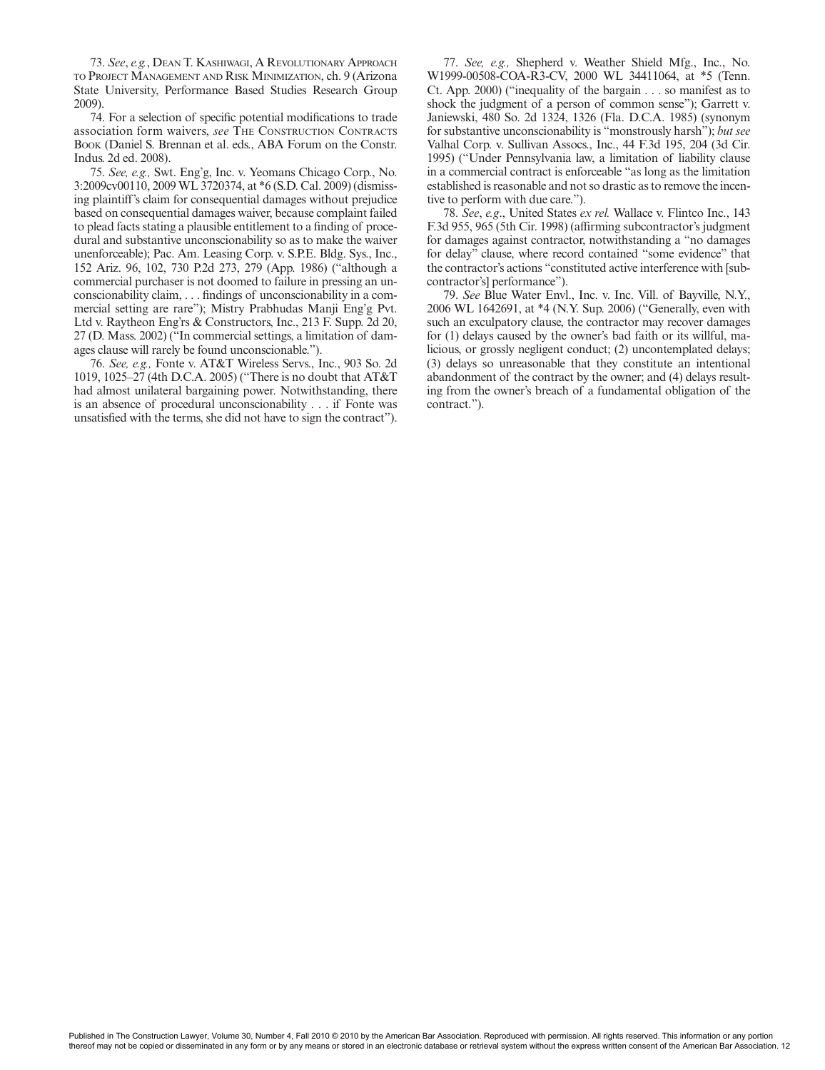73. *See*, *e.g.*, Dean T. Kashiwagi, A Revolutionary Approach to Project Management and Risk Minimization, ch. 9 (Arizona State University, Performance Based Studies Research Group 2009).

74. For a selection of specific potential modifications to trade association form waivers, *see* The Construction Contracts Book (Daniel S. Brennan et al. eds., ABA Forum on the Constr. Indus. 2d ed. 2008).

75. *See, e.g.,* Swt. Eng'g, Inc. v. Yeomans Chicago Corp., No. 3:2009cv00110, 2009 WL 3720374, at *6 (S.D. Cal. 2009) (dismissing plaintiff's claim for consequential damages without prejudice based on consequential damages waiver, because complaint failed to plead facts stating a plausible entitlement to a finding of procedural and substantive unconscionability so as to make the waiver unenforceable); Pac. Am. Leasing Corp. v. S.P.E. Bldg. Sys., Inc., 152 Ariz. 96, 102, 730 P.2d 273, 279 (App. 1986) ("although a commercial purchaser is not doomed to failure in pressing an unconscionability claim, . . . findings of unconscionability in a commercial setting are rare"); Mistry Prabhudas Manji Eng'g Pvt. Ltd v. Raytheon Eng'rs & Constructors, Inc., 213 F. Supp. 2d 20, 27 (D. Mass. 2002) ("In commercial settings, a limitation of damages clause will rarely be found unconscionable.").

76. *See, e.g.,* Fonte v. AT&T Wireless Servs., Inc., 903 So. 2d 1019, 1025–27 (4th D.C.A. 2005) ("There is no doubt that AT&T had almost unilateral bargaining power. Notwithstanding, there is an absence of procedural unconscionability . . . if Fonte was unsatisfied with the terms, she did not have to sign the contract").

77. *See, e.g.,* Shepherd v. Weather Shield Mfg., Inc., No. W1999-00508-COA-R3-CV, 2000 WL 34411064, at *5 (Tenn. Ct. App. 2000) ("inequality of the bargain . . . so manifest as to shock the judgment of a person of common sense"); Garrett v. Janiewski, 480 So. 2d 1324, 1326 (Fla. D.C.A. 1985) (synonym for substantive unconscionability is "monstrously harsh"); *but see* Valhal Corp. v. Sullivan Assocs., Inc., 44 F.3d 195, 204 (3d Cir. 1995) ("Under Pennsylvania law, a limitation of liability clause in a commercial contract is enforceable "as long as the limitation established is reasonable and not so drastic as to remove the incentive to perform with due care.").

78. *See*, *e.g*., United States *ex rel.* Wallace v. Flintco Inc., 143 F.3d 955, 965 (5th Cir. 1998) (affirming subcontractor's judgment for damages against contractor, notwithstanding a "no damages for delay" clause, where record contained "some evidence" that the contractor's actions "constituted active interference with [subcontractor's] performance").

79. *See* Blue Water Envl., Inc. v. Inc. Vill. of Bayville, N.Y., 2006 WL 1642691, at *4 (N.Y. Sup. 2006) ("Generally, even with such an exculpatory clause, the contractor may recover damages for (1) delays caused by the owner's bad faith or its willful, malicious, or grossly negligent conduct; (2) uncontemplated delays; (3) delays so unreasonable that they constitute an intentional abandonment of the contract by the owner; and (4) delays resulting from the owner's breach of a fundamental obligation of the contract.").